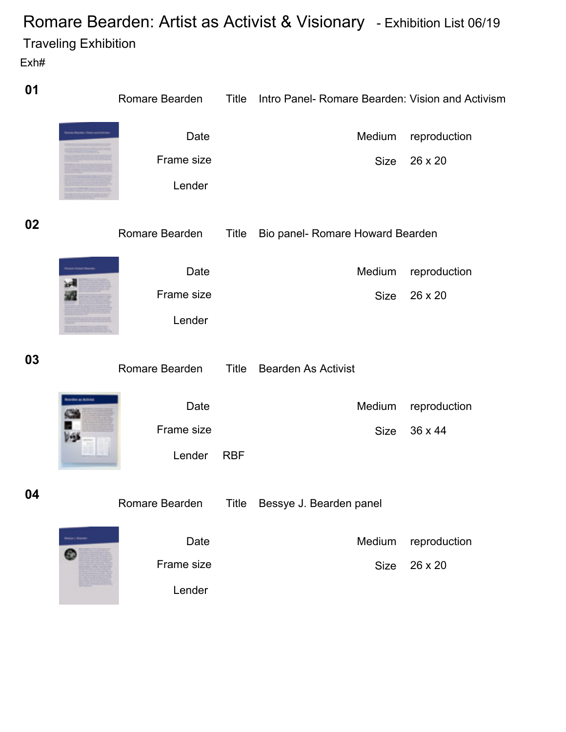# Romare Bearden: Artist as Activist & Visionary - Exhibition List 06/19

## Traveling Exhibition

Exh#

**01**

Romare Bearden | Title: Intro Panel- Romare Bearden: Vision and Activism

Date:
Medium: reproduction
Frame size:
Size: 26 x 20
Lender:

**02**

Romare Bearden | Title: Bio panel- Romare Howard Bearden

Date:
Medium: reproduction
Frame size:
Size: 26 x 20
Lender:

**03**

Romare Bearden | Title: Bearden As Activist

Date:
Medium: reproduction
Frame size:
Size: 36 x 44
Lender: RBF

**04**

Romare Bearden | Title: Bessye J. Bearden panel

Date:
Medium: reproduction
Frame size:
Size: 26 x 20
Lender: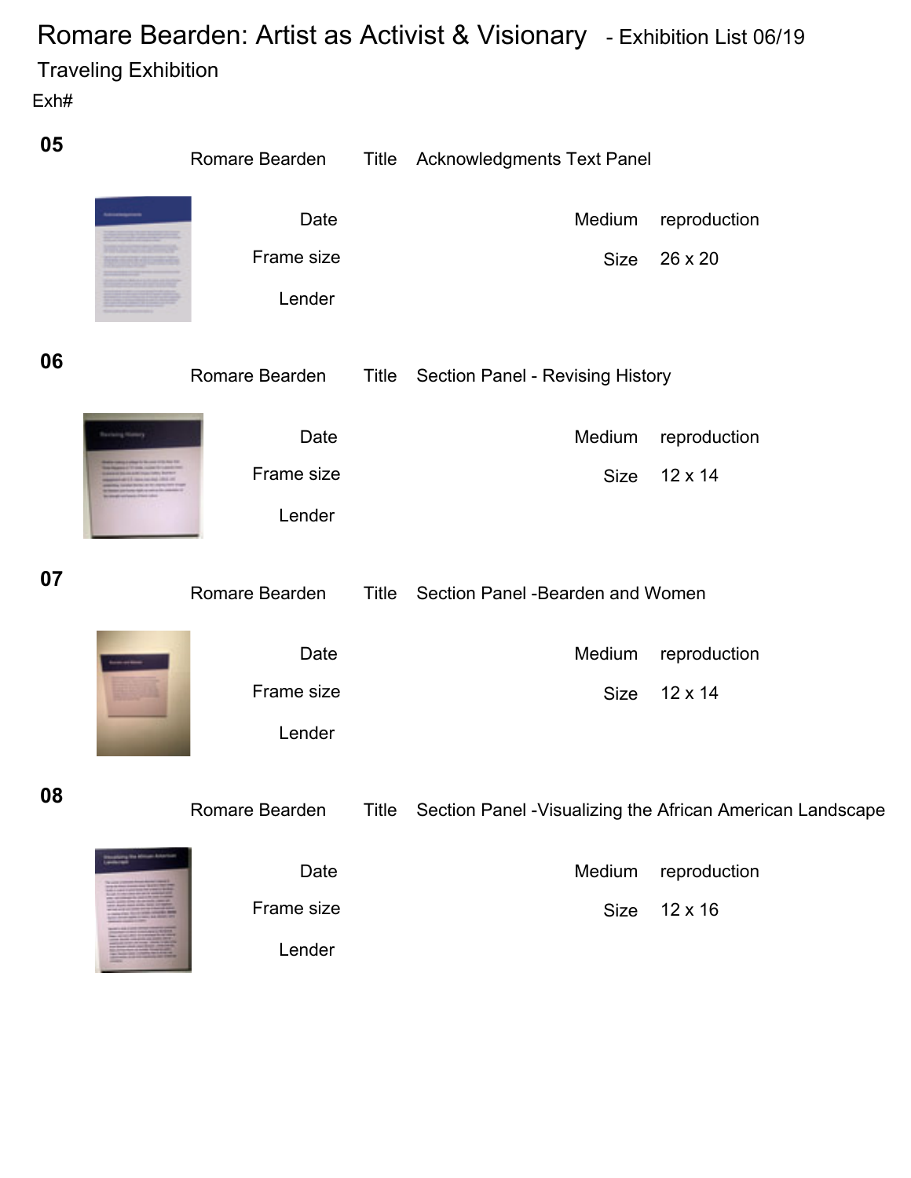# Romare Bearden: Artist as Activist & Visionary - Exhibition List 06/19

Traveling Exhibition

Exh#

**05**

Romare Bearden | Title: Acknowledgments Text Panel

Date | Medium: reproduction

Frame size | Size: 26 x 20

Lender

**06**

Romare Bearden | Title: Section Panel - Revising History

Date | Medium: reproduction

Frame size | Size: 12 x 14

Lender

**07**

Romare Bearden | Title: Section Panel -Bearden and Women

Date | Medium: reproduction

Frame size | Size: 12 x 14

Lender

**08**

Romare Bearden | Title: Section Panel -Visualizing the African American Landscape

Date | Medium: reproduction

Frame size | Size: 12 x 16

Lender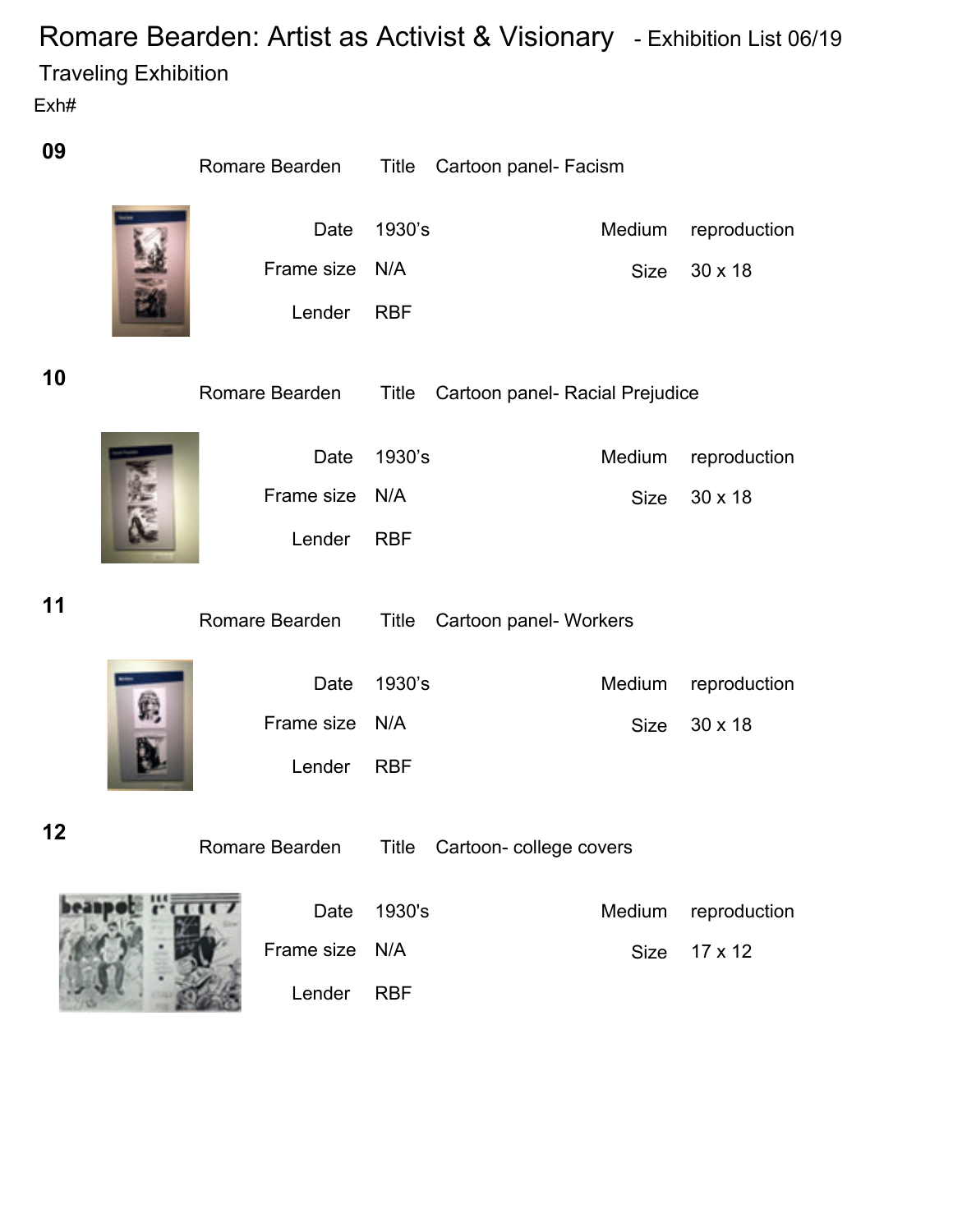# Romare Bearden: Artist as Activist & Visionary - Exhibition List 06/19

Traveling Exhibition

Exh#

**09**

Romare Bearden Title Cartoon panel- Facism

Date 1930's

Medium reproduction

Frame size N/A

Size 30 x 18

Lender RBF

**10**

Romare Bearden Title Cartoon panel- Racial Prejudice

Date 1930's

Medium reproduction

Frame size N/A

Size 30 x 18

Lender RBF

**11**

Romare Bearden Title Cartoon panel- Workers

Date 1930's

Medium reproduction

Frame size N/A

Size 30 x 18

Lender RBF

**12**

Romare Bearden Title Cartoon- college covers

Date 1930's

Medium reproduction

Frame size N/A

Size 17 x 12

Lender RBF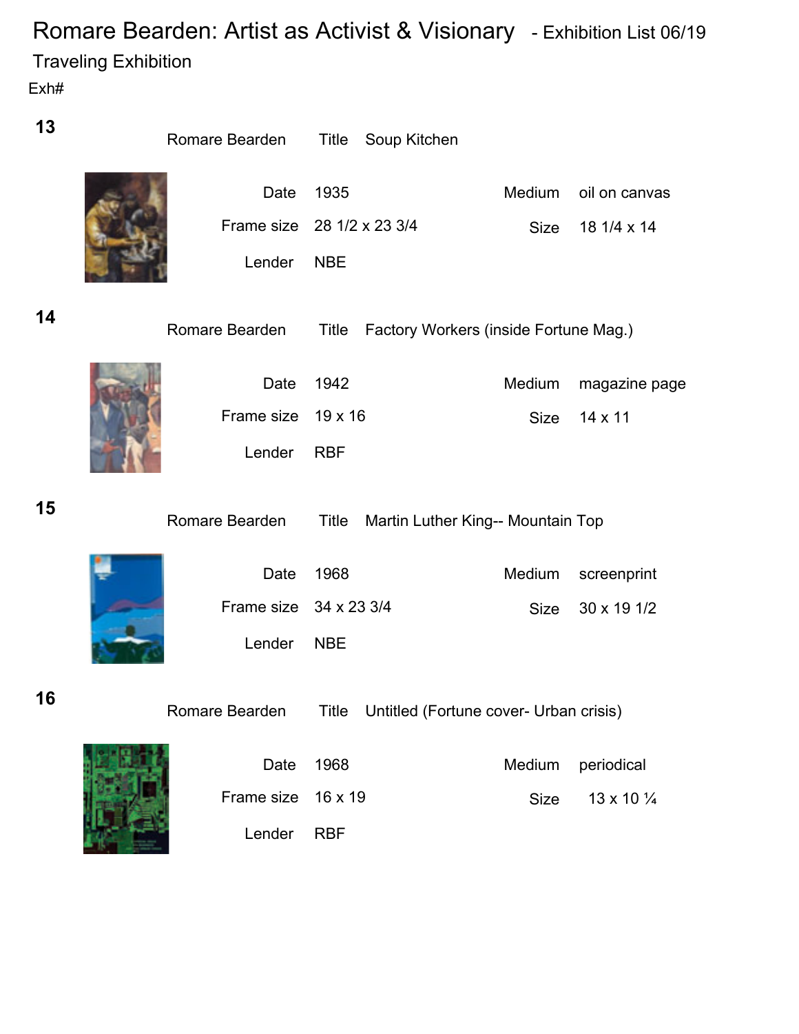# Romare Bearden: Artist as Activist & Visionary - Exhibition List 06/19

Traveling Exhibition

Exh#

**13**

Romare Bearden Title Soup Kitchen

Date 1935

Medium oil on canvas

Frame size 28 1/2 x 23 3/4

Size 18 1/4 x 14

Lender NBE

**14**

Romare Bearden Title Factory Workers (inside Fortune Mag.)

Date 1942

Medium magazine page

Frame size 19 x 16

Size 14 x 11

Lender RBF

**15**

Romare Bearden Title Martin Luther King-- Mountain Top

Date 1968

Medium screenprint

Frame size 34 x 23 3/4

Size 30 x 19 1/2

Lender NBE

**16**

Romare Bearden Title Untitled (Fortune cover- Urban crisis)

Date 1968

Medium periodical

Frame size 16 x 19

Size 13 x 10 ¼

Lender RBF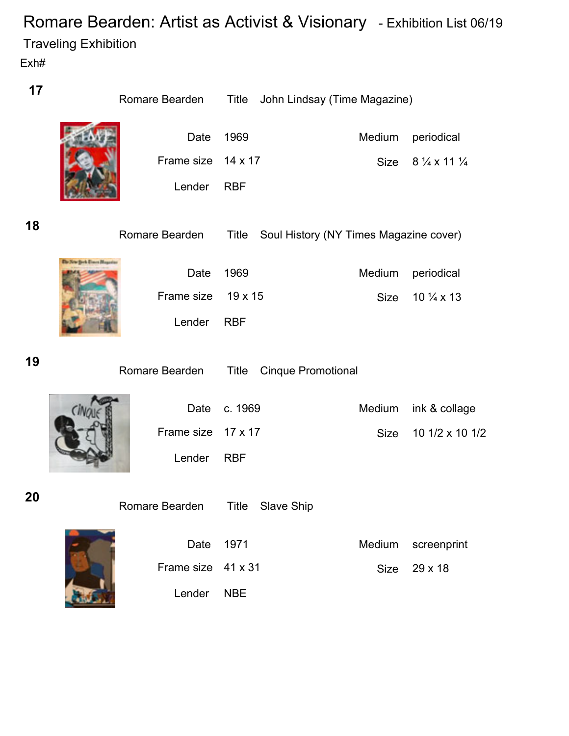# Romare Bearden: Artist as Activist & Visionary - Exhibition List 06/19

Traveling Exhibition

Exh#

**17**

Romare Bearden — Title: John Lindsay (Time Magazine)

| | | | |
|---|---|---|---|
| Date | 1969 | Medium | periodical |
| Frame size | 14 x 17 | Size | 8 ¼ x 11 ¼ |
| Lender | RBF | | |

**18**

Romare Bearden — Title: Soul History (NY Times Magazine cover)

| | | | |
|---|---|---|---|
| Date | 1969 | Medium | periodical |
| Frame size | 19 x 15 | Size | 10 ¼ x 13 |
| Lender | RBF | | |

**19**

Romare Bearden — Title: Cinque Promotional

| | | | |
|---|---|---|---|
| Date | c. 1969 | Medium | ink & collage |
| Frame size | 17 x 17 | Size | 10 1/2 x 10 1/2 |
| Lender | RBF | | |

**20**

Romare Bearden — Title: Slave Ship

| | | | |
|---|---|---|---|
| Date | 1971 | Medium | screenprint |
| Frame size | 41 x 31 | Size | 29 x 18 |
| Lender | NBE | | |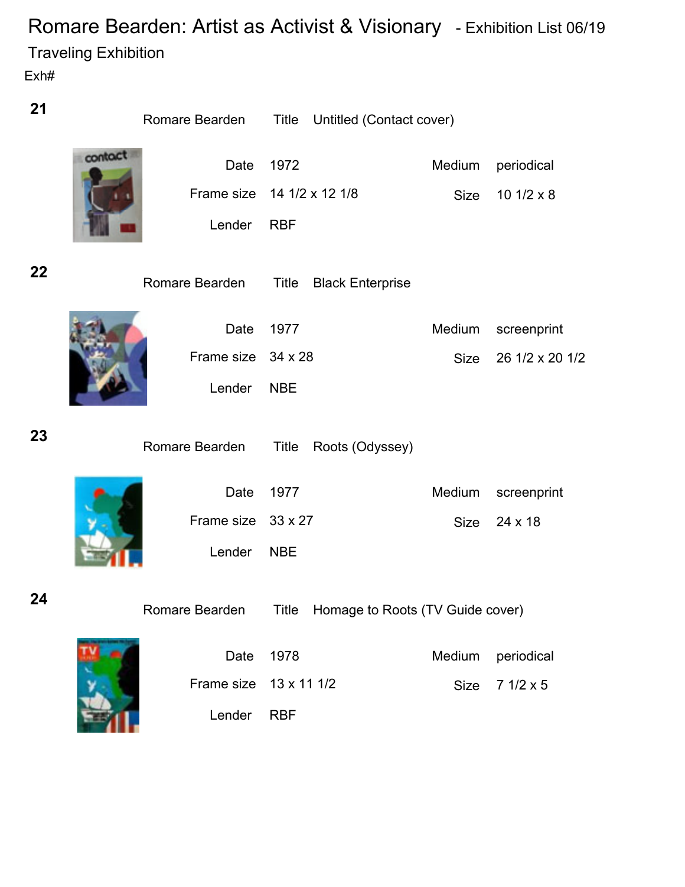# Romare Bearden: Artist as Activist & Visionary - Exhibition List 06/19

## Traveling Exhibition

Exh#

**21**

Romare Bearden Title Untitled (Contact cover)

| | | | |
|---|---|---|---|
| Date | 1972 | Medium | periodical |
| Frame size | 14 1/2 x 12 1/8 | Size | 10 1/2 x 8 |
| Lender | RBF | | |

**22**

Romare Bearden Title Black Enterprise

| | | | |
|---|---|---|---|
| Date | 1977 | Medium | screenprint |
| Frame size | 34 x 28 | Size | 26 1/2 x 20 1/2 |
| Lender | NBE | | |

**23**

Romare Bearden Title Roots (Odyssey)

| | | | |
|---|---|---|---|
| Date | 1977 | Medium | screenprint |
| Frame size | 33 x 27 | Size | 24 x 18 |
| Lender | NBE | | |

**24**

Romare Bearden Title Homage to Roots (TV Guide cover)

| | | | |
|---|---|---|---|
| Date | 1978 | Medium | periodical |
| Frame size | 13 x 11 1/2 | Size | 7 1/2 x 5 |
| Lender | RBF | | |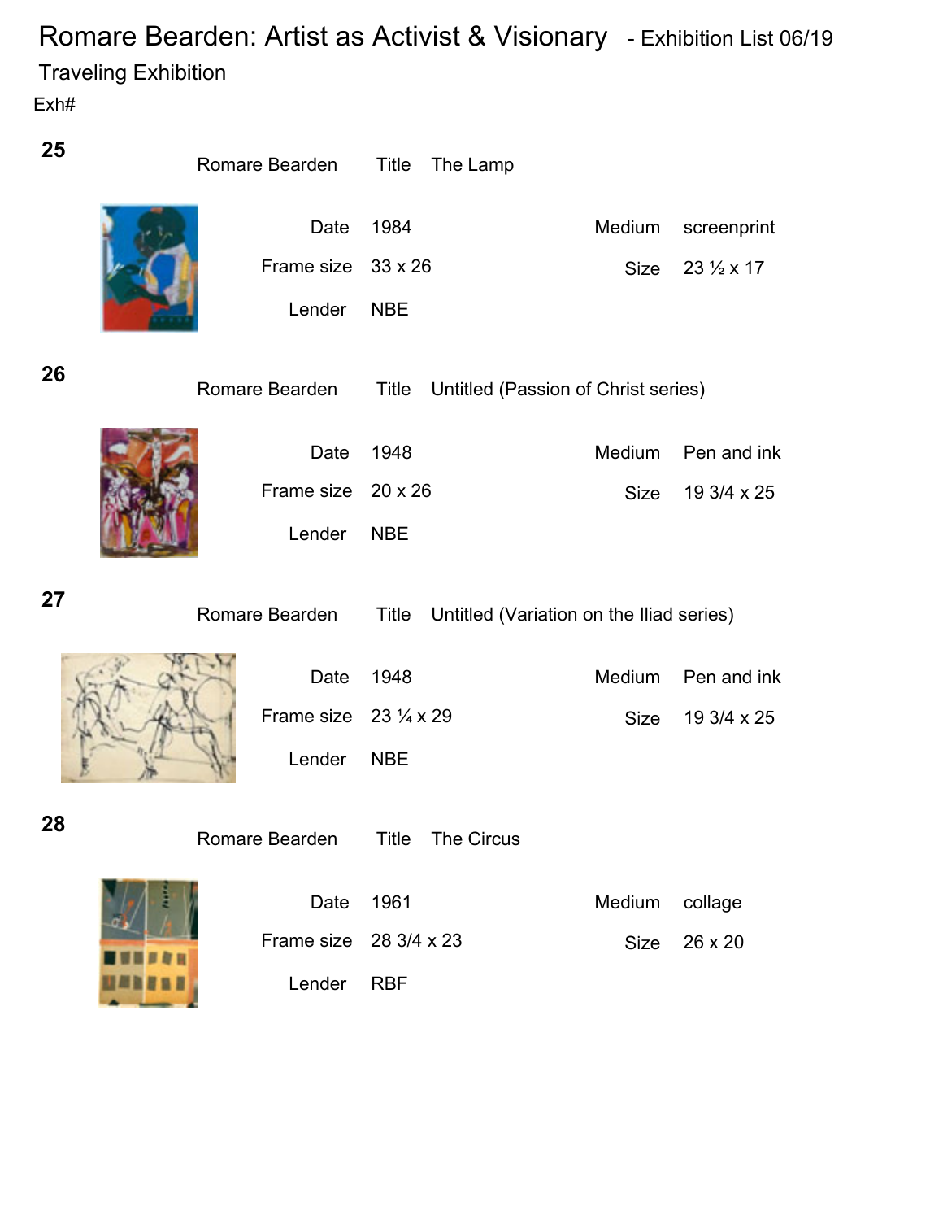# Romare Bearden: Artist as Activist & Visionary - Exhibition List 06/19

## Traveling Exhibition

Exh#

**25**

Romare Bearden Title The Lamp

Date 1984 Medium screenprint

Frame size 33 x 26 Size 23 ½ x 17

Lender NBE

**26**

Romare Bearden Title Untitled (Passion of Christ series)

Date 1948 Medium Pen and ink

Frame size 20 x 26 Size 19 3/4 x 25

Lender NBE

**27**

Romare Bearden Title Untitled (Variation on the Iliad series)

Date 1948 Medium Pen and ink

Frame size 23 ¼ x 29 Size 19 3/4 x 25

Lender NBE

**28**

Romare Bearden Title The Circus

Date 1961 Medium collage

Frame size 28 3/4 x 23 Size 26 x 20

Lender RBF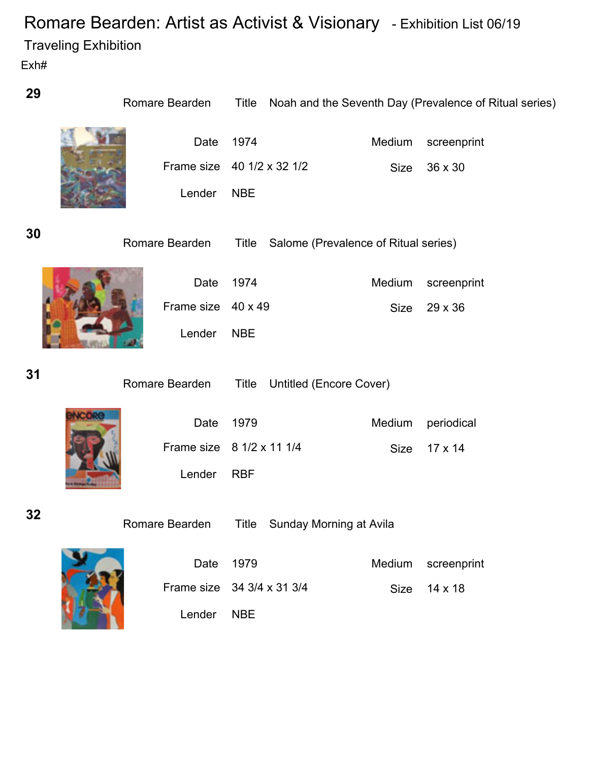# Romare Bearden: Artist as Activist & Visionary - Exhibition List 06/19

## Traveling Exhibition

Exh#

**29**

Romare Bearden — Title: Noah and the Seventh Day (Prevalence of Ritual series)

| | | | |
|---|---|---|---|
| Date | 1974 | Medium | screenprint |
| Frame size | 40 1/2 x 32 1/2 | Size | 36 x 30 |
| Lender | NBE | | |

**30**

Romare Bearden — Title: Salome (Prevalence of Ritual series)

| | | | |
|---|---|---|---|
| Date | 1974 | Medium | screenprint |
| Frame size | 40 x 49 | Size | 29 x 36 |
| Lender | NBE | | |

**31**

Romare Bearden — Title: Untitled (Encore Cover)

| | | | |
|---|---|---|---|
| Date | 1979 | Medium | periodical |
| Frame size | 8 1/2 x 11 1/4 | Size | 17 x 14 |
| Lender | RBF | | |

**32**

Romare Bearden — Title: Sunday Morning at Avila

| | | | |
|---|---|---|---|
| Date | 1979 | Medium | screenprint |
| Frame size | 34 3/4 x 31 3/4 | Size | 14 x 18 |
| Lender | NBE | | |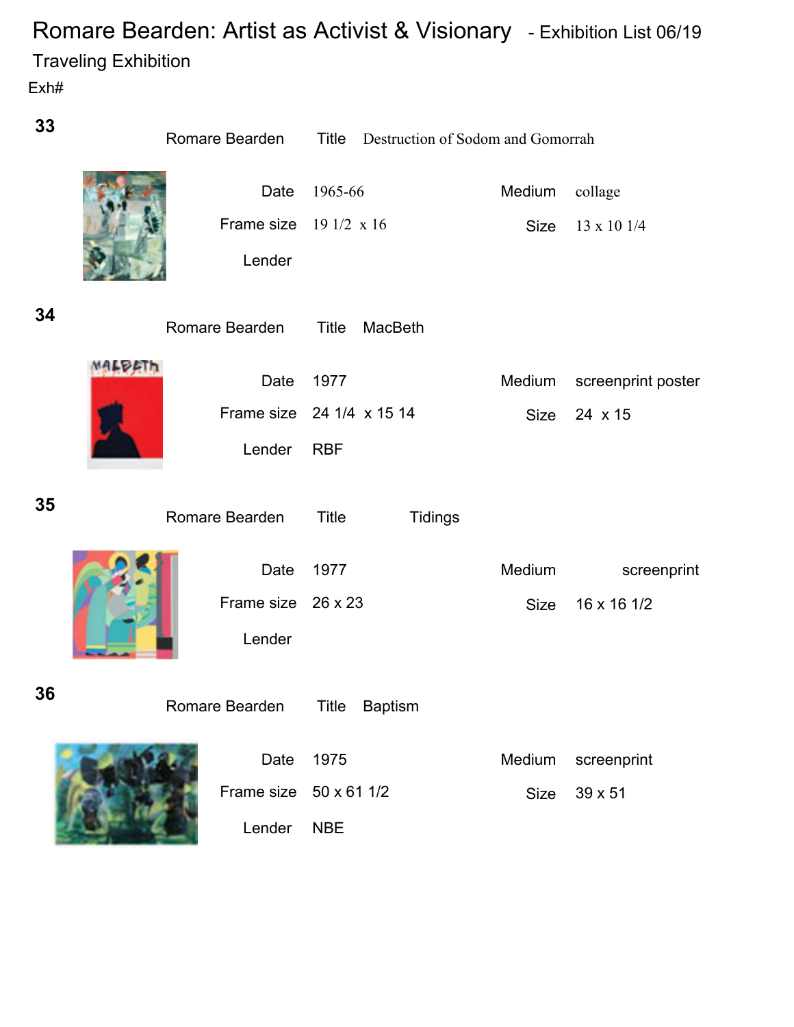# Romare Bearden: Artist as Activist & Visionary - Exhibition List 06/19

## Traveling Exhibition

Exh#

**33**

Romare Bearden — Title: Destruction of Sodom and Gomorrah

| | | | |
|---|---|---|---|
| Date | 1965-66 | Medium | collage |
| Frame size | 19 1/2 x 16 | Size | 13 x 10 1/4 |
| Lender | | | |

**34**

Romare Bearden — Title: MacBeth

| | | | |
|---|---|---|---|
| Date | 1977 | Medium | screenprint poster |
| Frame size | 24 1/4 x 15 14 | Size | 24 x 15 |
| Lender | RBF | | |

**35**

Romare Bearden — Title: Tidings

| | | | |
|---|---|---|---|
| Date | 1977 | Medium | screenprint |
| Frame size | 26 x 23 | Size | 16 x 16 1/2 |
| Lender | | | |

**36**

Romare Bearden — Title: Baptism

| | | | |
|---|---|---|---|
| Date | 1975 | Medium | screenprint |
| Frame size | 50 x 61 1/2 | Size | 39 x 51 |
| Lender | NBE | | |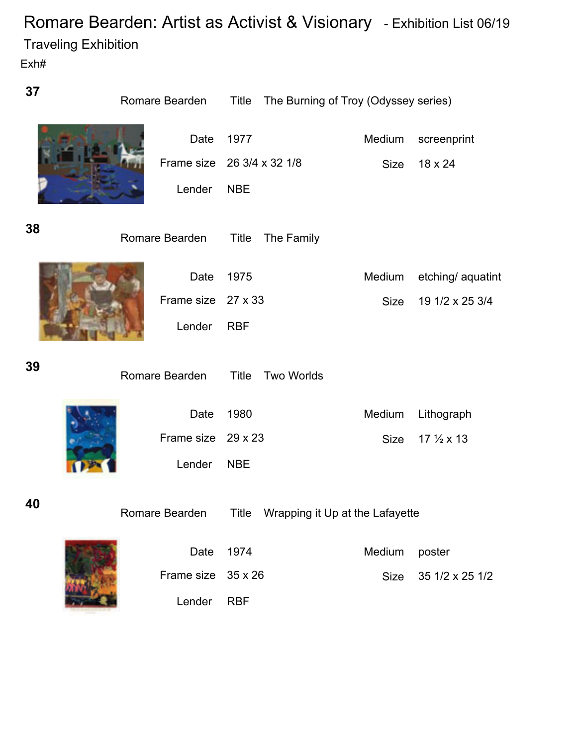# Romare Bearden: Artist as Activist & Visionary - Exhibition List 06/19

## Traveling Exhibition

Exh#

**37**

Romare Bearden — Title: The Burning of Troy (Odyssey series)

| | | | |
|---|---|---|---|
| Date | 1977 | Medium | screenprint |
| Frame size | 26 3/4 x 32 1/8 | Size | 18 x 24 |
| Lender | NBE | | |

**38**

Romare Bearden — Title: The Family

| | | | |
|---|---|---|---|
| Date | 1975 | Medium | etching/ aquatint |
| Frame size | 27 x 33 | Size | 19 1/2 x 25 3/4 |
| Lender | RBF | | |

**39**

Romare Bearden — Title: Two Worlds

| | | | |
|---|---|---|---|
| Date | 1980 | Medium | Lithograph |
| Frame size | 29 x 23 | Size | 17 ½ x 13 |
| Lender | NBE | | |

**40**

Romare Bearden — Title: Wrapping it Up at the Lafayette

| | | | |
|---|---|---|---|
| Date | 1974 | Medium | poster |
| Frame size | 35 x 26 | Size | 35 1/2 x 25 1/2 |
| Lender | RBF | | |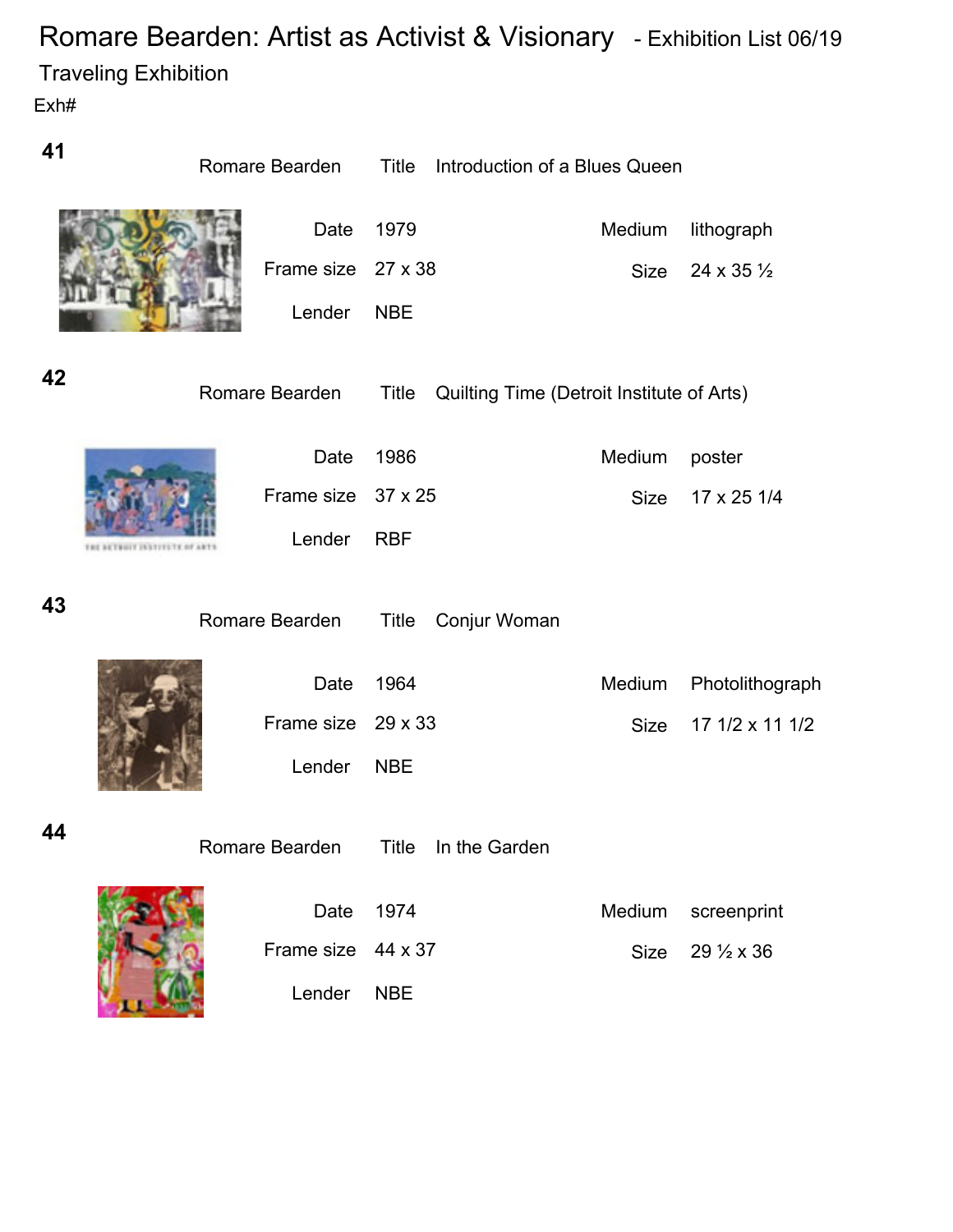# Romare Bearden: Artist as Activist & Visionary - Exhibition List 06/19

Traveling Exhibition

Exh#

**41**

Romare Bearden　Title　Introduction of a Blues Queen

Date　1979　Medium　lithograph

Frame size　27 x 38　Size　24 x 35 ½

Lender　NBE

**42**

Romare Bearden　Title　Quilting Time (Detroit Institute of Arts)

Date　1986　Medium　poster

Frame size　37 x 25　Size　17 x 25 1/4

Lender　RBF

**43**

Romare Bearden　Title　Conjur Woman

Date　1964　Medium　Photolithograph

Frame size　29 x 33　Size　17 1/2 x 11 1/2

Lender　NBE

**44**

Romare Bearden　Title　In the Garden

Date　1974　Medium　screenprint

Frame size　44 x 37　Size　29 ½ x 36

Lender　NBE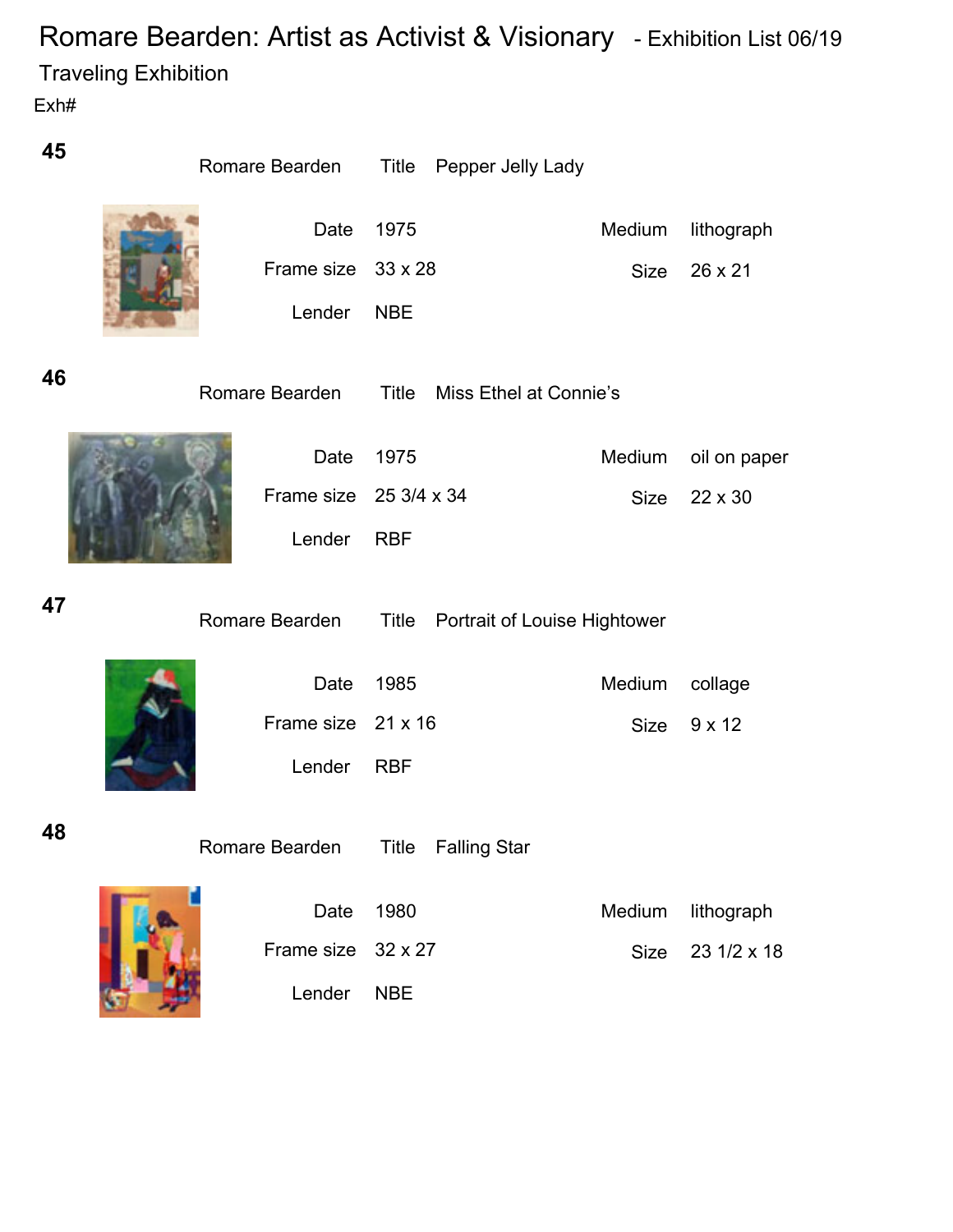# Romare Bearden: Artist as Activist & Visionary - Exhibition List 06/19

## Traveling Exhibition

Exh#

**45**

Romare Bearden Title Pepper Jelly Lady

| | | | |
|---|---|---|---|
| Date | 1975 | Medium | lithograph |
| Frame size | 33 x 28 | Size | 26 x 21 |
| Lender | NBE | | |

**46**

Romare Bearden Title Miss Ethel at Connie's

| | | | |
|---|---|---|---|
| Date | 1975 | Medium | oil on paper |
| Frame size | 25 3/4 x 34 | Size | 22 x 30 |
| Lender | RBF | | |

**47**

Romare Bearden Title Portrait of Louise Hightower

| | | | |
|---|---|---|---|
| Date | 1985 | Medium | collage |
| Frame size | 21 x 16 | Size | 9 x 12 |
| Lender | RBF | | |

**48**

Romare Bearden Title Falling Star

| | | | |
|---|---|---|---|
| Date | 1980 | Medium | lithograph |
| Frame size | 32 x 27 | Size | 23 1/2 x 18 |
| Lender | NBE | | |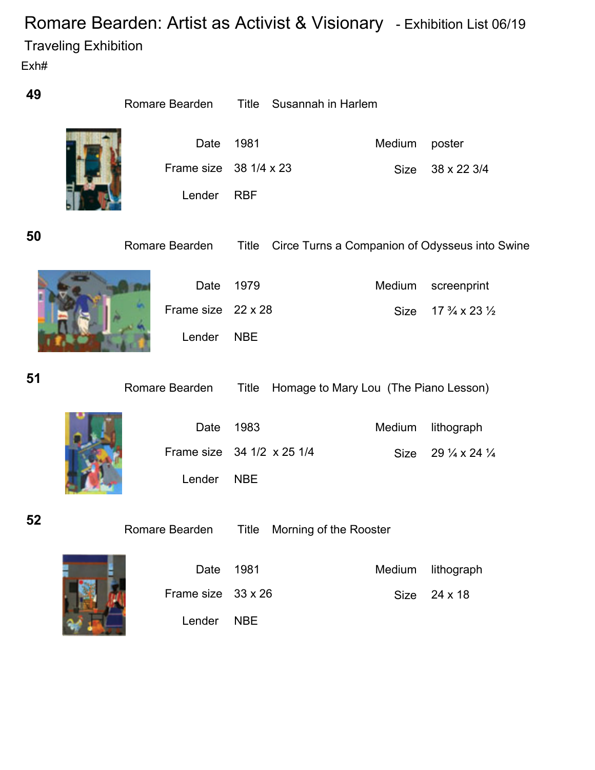# Romare Bearden: Artist as Activist & Visionary - Exhibition List 06/19

## Traveling Exhibition

Exh#

**49**

Romare Bearden — Title: Susannah in Harlem

| | | | |
|---|---|---|---|
| Date | 1981 | Medium | poster |
| Frame size | 38 1/4 x 23 | Size | 38 x 22 3/4 |
| Lender | RBF | | |

**50**

Romare Bearden — Title: Circe Turns a Companion of Odysseus into Swine

| | | | |
|---|---|---|---|
| Date | 1979 | Medium | screenprint |
| Frame size | 22 x 28 | Size | 17 ¾ x 23 ½ |
| Lender | NBE | | |

**51**

Romare Bearden — Title: Homage to Mary Lou (The Piano Lesson)

| | | | |
|---|---|---|---|
| Date | 1983 | Medium | lithograph |
| Frame size | 34 1/2 x 25 1/4 | Size | 29 ¼ x 24 ¼ |
| Lender | NBE | | |

**52**

Romare Bearden — Title: Morning of the Rooster

| | | | |
|---|---|---|---|
| Date | 1981 | Medium | lithograph |
| Frame size | 33 x 26 | Size | 24 x 18 |
| Lender | NBE | | |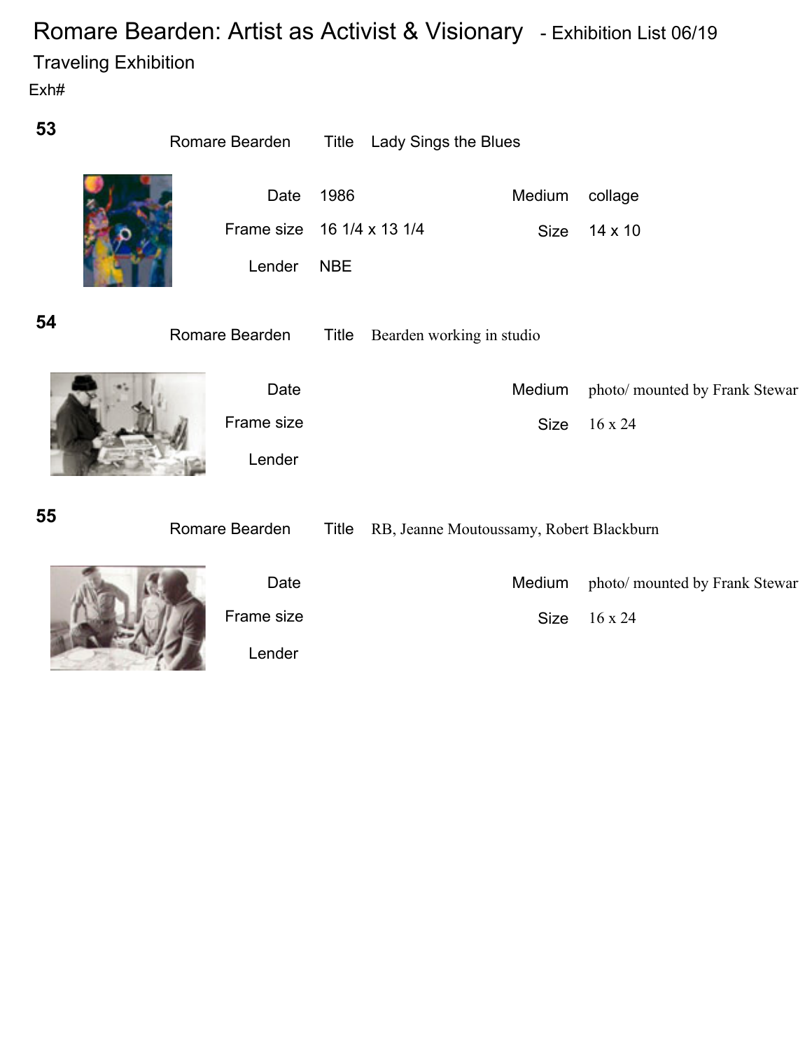# Romare Bearden: Artist as Activist & Visionary - Exhibition List 06/19

Traveling Exhibition

Exh#

**53**

Romare Bearden Title Lady Sings the Blues

Date 1986
Medium collage
Frame size 16 1/4 x 13 1/4
Size 14 x 10
Lender NBE

**54**

Romare Bearden Title Bearden working in studio

Date
Medium photo/ mounted by Frank Stewar
Frame size
Size 16 x 24
Lender

**55**

Romare Bearden Title RB, Jeanne Moutoussamy, Robert Blackburn

Date
Medium photo/ mounted by Frank Stewar
Frame size
Size 16 x 24
Lender